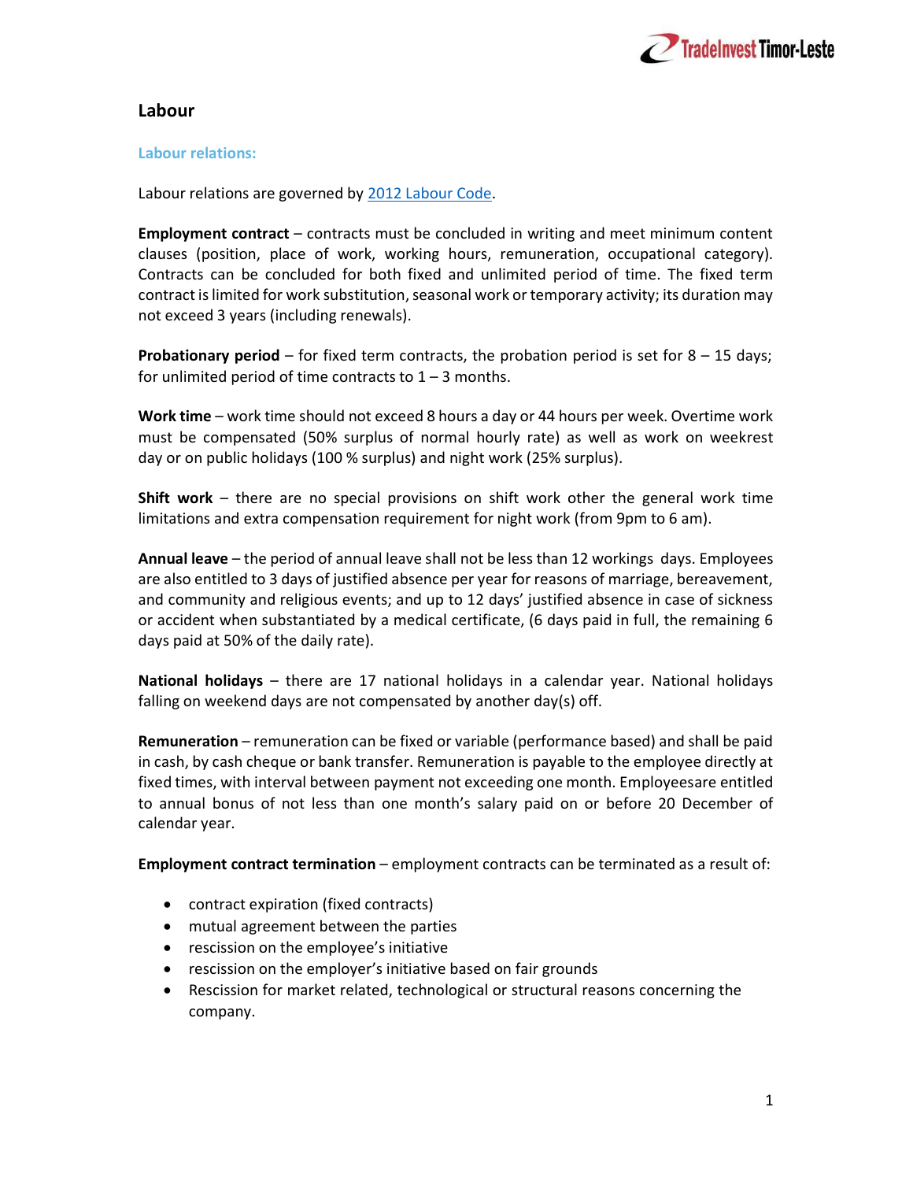## Labour

### Labour relations:

Labour relations are governed by [2012 Labour Code](2012 Labour Code).

**Employment contract** – contracts must be concluded in writing and meet minimum content clauses (position, place of work, working hours, remuneration, occupational category). Contracts can be concluded for both fixed and unlimited period of time. The fixed term contract is limited for work substitution, seasonal work or temporary activity; its duration may not exceed 3 years (including renewals).

**Probationary period** – for fixed term contracts, the probation period is set for 8 – 15 days; for unlimited period of time contracts to 1 – 3 months.

**Work time** – work time should not exceed 8 hours a day or 44 hours per week. Overtime work must be compensated (50% surplus of normal hourly rate) as well as work on weekrest day or on public holidays (100 % surplus) and night work (25% surplus).

**Shift work** – there are no special provisions on shift work other the general work time limitations and extra compensation requirement for night work (from 9pm to 6 am).

**Annual leave** – the period of annual leave shall not be less than 12 workings days. Employees are also entitled to 3 days of justified absence per year for reasons of marriage, bereavement, and community and religious events; and up to 12 days' justified absence in case of sickness or accident when substantiated by a medical certificate, (6 days paid in full, the remaining 6 days paid at 50% of the daily rate).

**National holidays** – there are 17 national holidays in a calendar year. National holidays falling on weekend days are not compensated by another day(s) off.

**Remuneration** – remuneration can be fixed or variable (performance based) and shall be paid in cash, by cash cheque or bank transfer. Remuneration is payable to the employee directly at fixed times, with interval between payment not exceeding one month. Employeesare entitled to annual bonus of not less than one month's salary paid on or before 20 December of calendar year.

**Employment contract termination** – employment contracts can be terminated as a result of:

- contract expiration (fixed contracts)
- mutual agreement between the parties
- rescission on the employee's initiative
- rescission on the employer's initiative based on fair grounds
- Rescission for market related, technological or structural reasons concerning the company.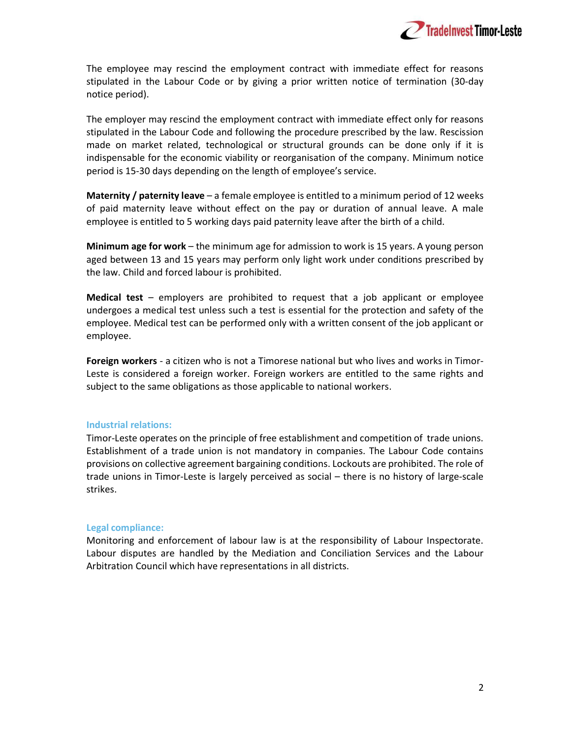The employee may rescind the employment contract with immediate effect for reasons stipulated in the Labour Code or by giving a prior written notice of termination (30-day notice period).

The employer may rescind the employment contract with immediate effect only for reasons stipulated in the Labour Code and following the procedure prescribed by the law. Rescission made on market related, technological or structural grounds can be done only if it is indispensable for the economic viability or reorganisation of the company. Minimum notice period is 15-30 days depending on the length of employee's service.

**Maternity / paternity leave** – a female employee is entitled to a minimum period of 12 weeks of paid maternity leave without effect on the pay or duration of annual leave. A male employee is entitled to 5 working days paid paternity leave after the birth of a child.

**Minimum age for work** – the minimum age for admission to work is 15 years. A young person aged between 13 and 15 years may perform only light work under conditions prescribed by the law. Child and forced labour is prohibited.

**Medical test** – employers are prohibited to request that a job applicant or employee undergoes a medical test unless such a test is essential for the protection and safety of the employee. Medical test can be performed only with a written consent of the job applicant or employee.

**Foreign workers** - a citizen who is not a Timorese national but who lives and works in Timor-Leste is considered a foreign worker. Foreign workers are entitled to the same rights and subject to the same obligations as those applicable to national workers.

## Industrial relations:

Timor-Leste operates on the principle of free establishment and competition of trade unions. Establishment of a trade union is not mandatory in companies. The Labour Code contains provisions on collective agreement bargaining conditions. Lockouts are prohibited. The role of trade unions in Timor-Leste is largely perceived as social – there is no history of large-scale strikes.

## Legal compliance:

Monitoring and enforcement of labour law is at the responsibility of Labour Inspectorate. Labour disputes are handled by the Mediation and Conciliation Services and the Labour Arbitration Council which have representations in all districts.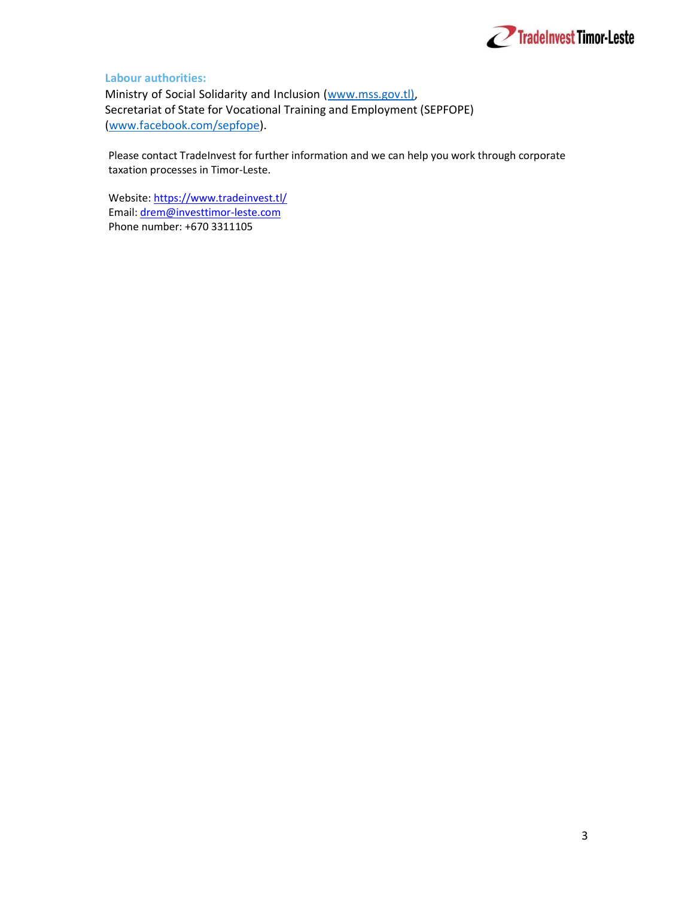**Labour authorities:**

Ministry of Social Solidarity and Inclusion (www.mss.gov.tl),
Secretariat of State for Vocational Training and Employment (SEPFOPE)
(www.facebook.com/sepfope).

Please contact TradeInvest for further information and we can help you work through corporate taxation processes in Timor-Leste.

Website: https://www.tradeinvest.tl/
Email: drem@investtimor-leste.com
Phone number: +670 3311105